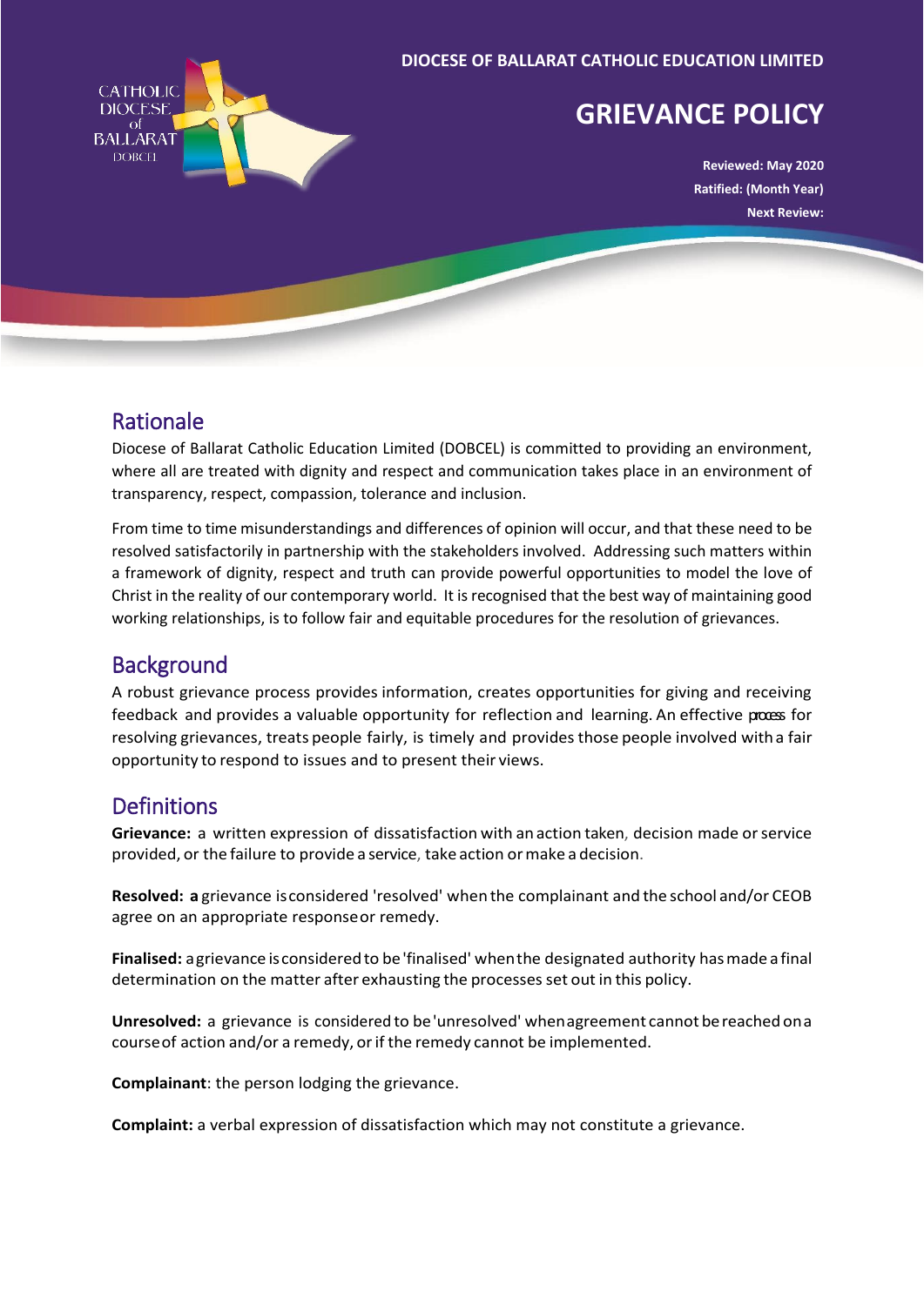DIOCESE OF BALLARAT CATHOLIC EDUCATION LIMITED

# GRIEVANCE POLICY

**Reviewed: May 2020**
**Ratified: (Month Year)**
**Next Review:**

## Rationale

Diocese of Ballarat Catholic Education Limited (DOBCEL) is committed to providing an environment, where all are treated with dignity and respect and communication takes place in an environment of transparency, respect, compassion, tolerance and inclusion.

From time to time misunderstandings and differences of opinion will occur, and that these need to be resolved satisfactorily in partnership with the stakeholders involved. Addressing such matters within a framework of dignity, respect and truth can provide powerful opportunities to model the love of Christ in the reality of our contemporary world. It is recognised that the best way of maintaining good working relationships, is to follow fair and equitable procedures for the resolution of grievances.

## Background

A robust grievance process provides information, creates opportunities for giving and receiving feedback and provides a valuable opportunity for reflection and learning. An effective process for resolving grievances, treats people fairly, is timely and provides those people involved with a fair opportunity to respond to issues and to present their views.

## Definitions

**Grievance:** a written expression of dissatisfaction with an action taken, decision made or service provided, or the failure to provide a service, take action or make a decision.

**Resolved:** **a** grievance is considered 'resolved' when the complainant and the school and/or CEOB agree on an appropriate response or remedy.

**Finalised:** a grievance is considered to be 'finalised' when the designated authority has made a final determination on the matter after exhausting the processes set out in this policy.

**Unresolved:** a grievance is considered to be 'unresolved' when agreement cannot be reached on a course of action and/or a remedy, or if the remedy cannot be implemented.

**Complainant**: the person lodging the grievance.

**Complaint:** a verbal expression of dissatisfaction which may not constitute a grievance.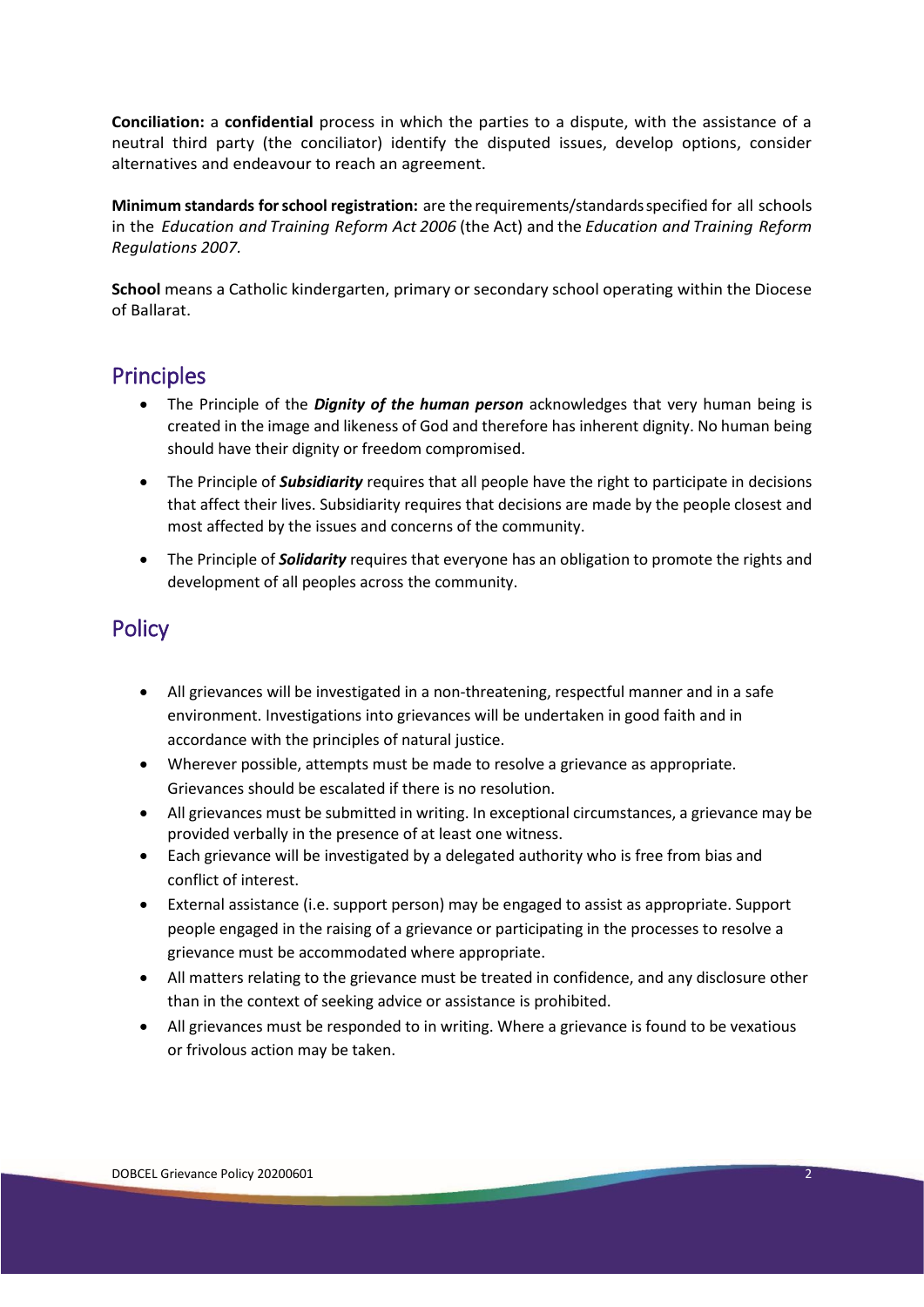**Conciliation:** a **confidential** process in which the parties to a dispute, with the assistance of a neutral third party (the conciliator) identify the disputed issues, develop options, consider alternatives and endeavour to reach an agreement.

**Minimum standards for school registration:** are the requirements/standards specified for all schools in the *Education and Training Reform Act 2006* (the Act) and the *Education and Training Reform Regulations 2007.*

**School** means a Catholic kindergarten, primary or secondary school operating within the Diocese of Ballarat.

## Principles

- The Principle of the ***Dignity of the human person*** acknowledges that very human being is created in the image and likeness of God and therefore has inherent dignity. No human being should have their dignity or freedom compromised.
- The Principle of ***Subsidiarity*** requires that all people have the right to participate in decisions that affect their lives. Subsidiarity requires that decisions are made by the people closest and most affected by the issues and concerns of the community.
- The Principle of ***Solidarity*** requires that everyone has an obligation to promote the rights and development of all peoples across the community.

## Policy

- All grievances will be investigated in a non-threatening, respectful manner and in a safe environment. Investigations into grievances will be undertaken in good faith and in accordance with the principles of natural justice.
- Wherever possible, attempts must be made to resolve a grievance as appropriate. Grievances should be escalated if there is no resolution.
- All grievances must be submitted in writing. In exceptional circumstances, a grievance may be provided verbally in the presence of at least one witness.
- Each grievance will be investigated by a delegated authority who is free from bias and conflict of interest.
- External assistance (i.e. support person) may be engaged to assist as appropriate. Support people engaged in the raising of a grievance or participating in the processes to resolve a grievance must be accommodated where appropriate.
- All matters relating to the grievance must be treated in confidence, and any disclosure other than in the context of seeking advice or assistance is prohibited.
- All grievances must be responded to in writing. Where a grievance is found to be vexatious or frivolous action may be taken.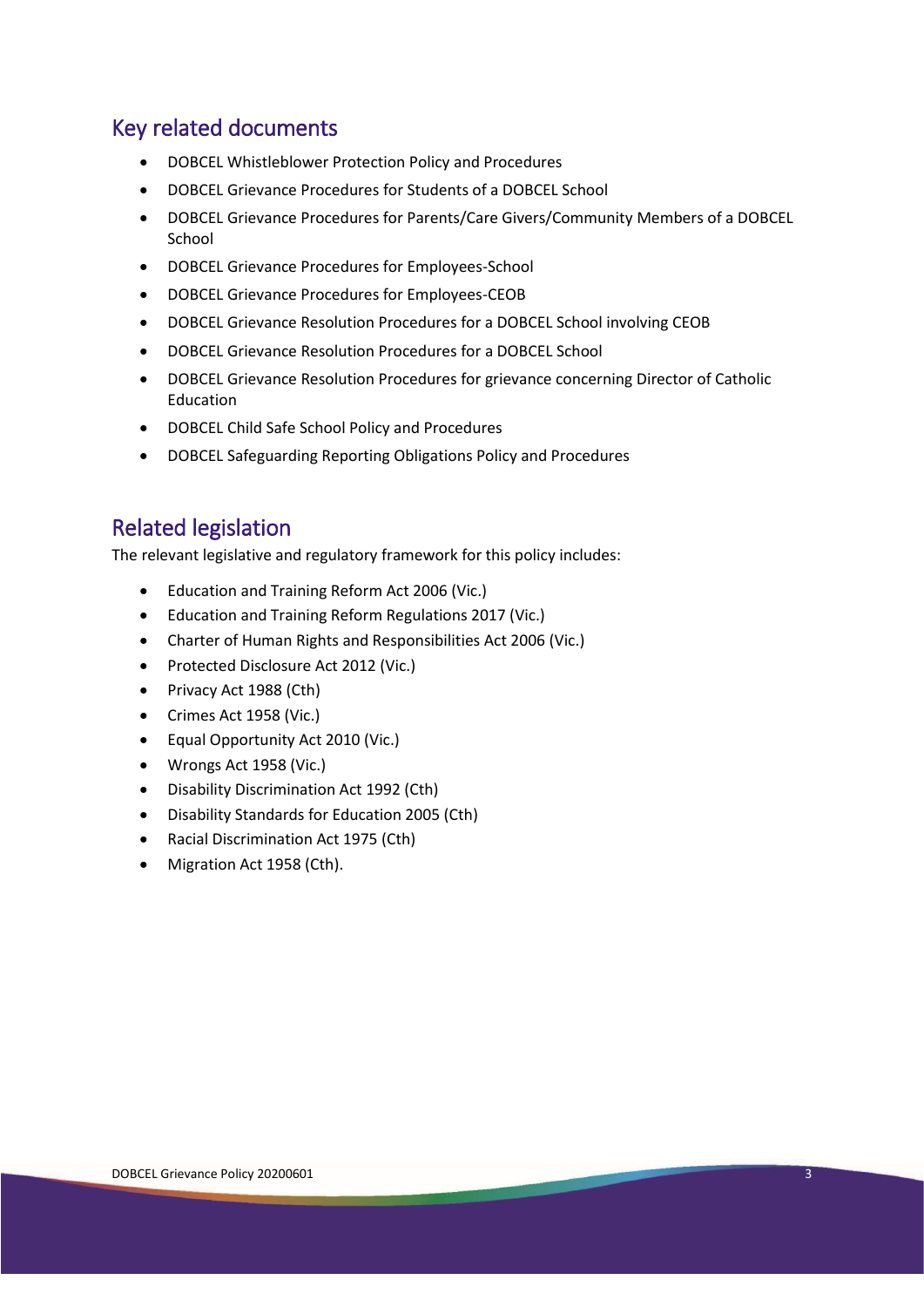## Key related documents

- DOBCEL Whistleblower Protection Policy and Procedures
- DOBCEL Grievance Procedures for Students of a DOBCEL School
- DOBCEL Grievance Procedures for Parents/Care Givers/Community Members of a DOBCEL School
- DOBCEL Grievance Procedures for Employees-School
- DOBCEL Grievance Procedures for Employees-CEOB
- DOBCEL Grievance Resolution Procedures for a DOBCEL School involving CEOB
- DOBCEL Grievance Resolution Procedures for a DOBCEL School
- DOBCEL Grievance Resolution Procedures for grievance concerning Director of Catholic Education
- DOBCEL Child Safe School Policy and Procedures
- DOBCEL Safeguarding Reporting Obligations Policy and Procedures

## Related legislation

The relevant legislative and regulatory framework for this policy includes:

- Education and Training Reform Act 2006 (Vic.)
- Education and Training Reform Regulations 2017 (Vic.)
- Charter of Human Rights and Responsibilities Act 2006 (Vic.)
- Protected Disclosure Act 2012 (Vic.)
- Privacy Act 1988 (Cth)
- Crimes Act 1958 (Vic.)
- Equal Opportunity Act 2010 (Vic.)
- Wrongs Act 1958 (Vic.)
- Disability Discrimination Act 1992 (Cth)
- Disability Standards for Education 2005 (Cth)
- Racial Discrimination Act 1975 (Cth)
- Migration Act 1958 (Cth).